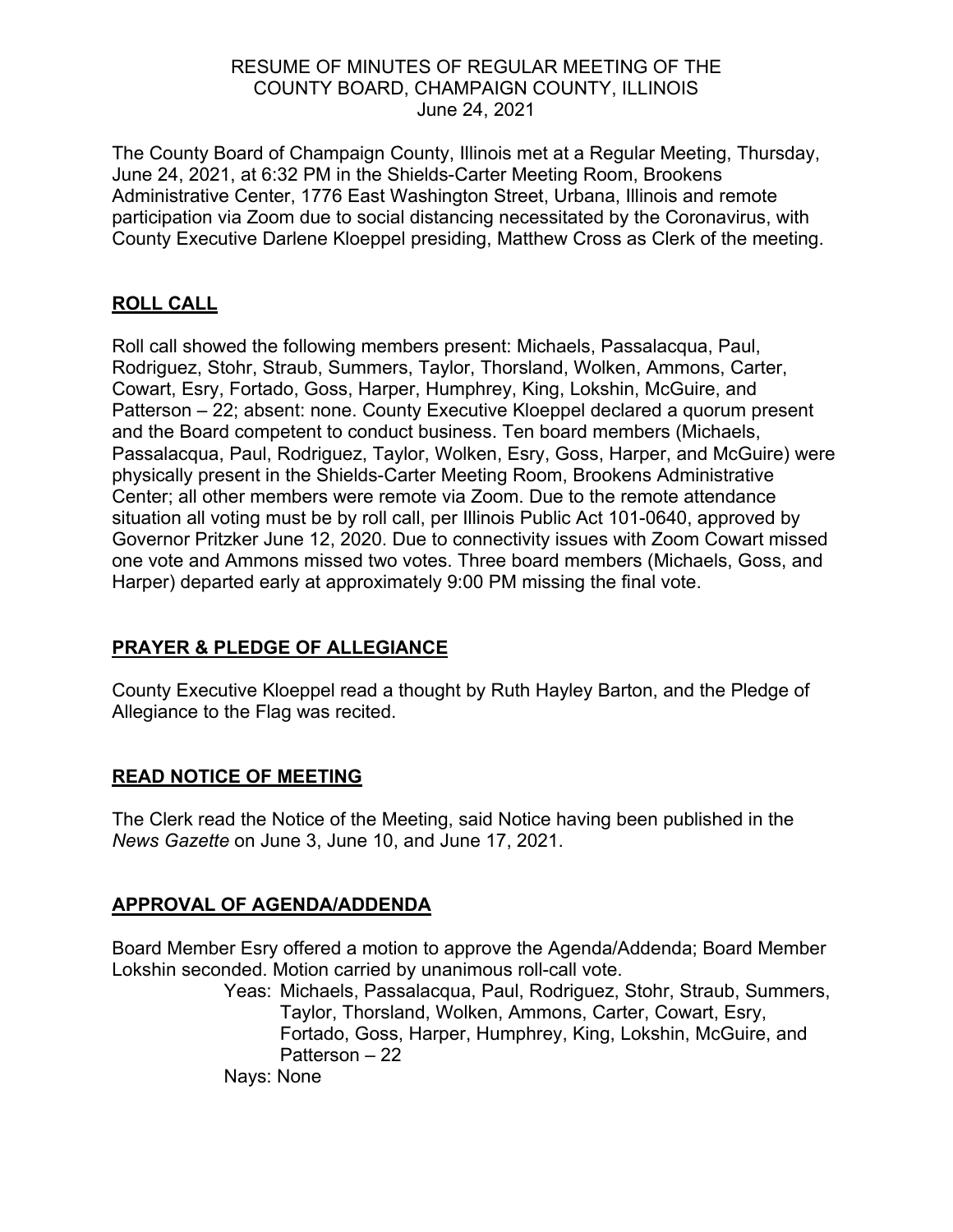# RESUME OF MINUTES OF REGULAR MEETING OF THE COUNTY BOARD, CHAMPAIGN COUNTY, ILLINOIS
June 24, 2021

The County Board of Champaign County, Illinois met at a Regular Meeting, Thursday, June 24, 2021, at 6:32 PM in the Shields-Carter Meeting Room, Brookens Administrative Center, 1776 East Washington Street, Urbana, Illinois and remote participation via Zoom due to social distancing necessitated by the Coronavirus, with County Executive Darlene Kloeppel presiding, Matthew Cross as Clerk of the meeting.

## ROLL CALL

Roll call showed the following members present: Michaels, Passalacqua, Paul, Rodriguez, Stohr, Straub, Summers, Taylor, Thorsland, Wolken, Ammons, Carter, Cowart, Esry, Fortado, Goss, Harper, Humphrey, King, Lokshin, McGuire, and Patterson – 22; absent: none. County Executive Kloeppel declared a quorum present and the Board competent to conduct business. Ten board members (Michaels, Passalacqua, Paul, Rodriguez, Taylor, Wolken, Esry, Goss, Harper, and McGuire) were physically present in the Shields-Carter Meeting Room, Brookens Administrative Center; all other members were remote via Zoom. Due to the remote attendance situation all voting must be by roll call, per Illinois Public Act 101-0640, approved by Governor Pritzker June 12, 2020. Due to connectivity issues with Zoom Cowart missed one vote and Ammons missed two votes. Three board members (Michaels, Goss, and Harper) departed early at approximately 9:00 PM missing the final vote.

## PRAYER & PLEDGE OF ALLEGIANCE

County Executive Kloeppel read a thought by Ruth Hayley Barton, and the Pledge of Allegiance to the Flag was recited.

## READ NOTICE OF MEETING

The Clerk read the Notice of the Meeting, said Notice having been published in the *News Gazette* on June 3, June 10, and June 17, 2021.

## APPROVAL OF AGENDA/ADDENDA

Board Member Esry offered a motion to approve the Agenda/Addenda; Board Member Lokshin seconded. Motion carried by unanimous roll-call vote.

Yeas: Michaels, Passalacqua, Paul, Rodriguez, Stohr, Straub, Summers, Taylor, Thorsland, Wolken, Ammons, Carter, Cowart, Esry, Fortado, Goss, Harper, Humphrey, King, Lokshin, McGuire, and Patterson – 22

Nays: None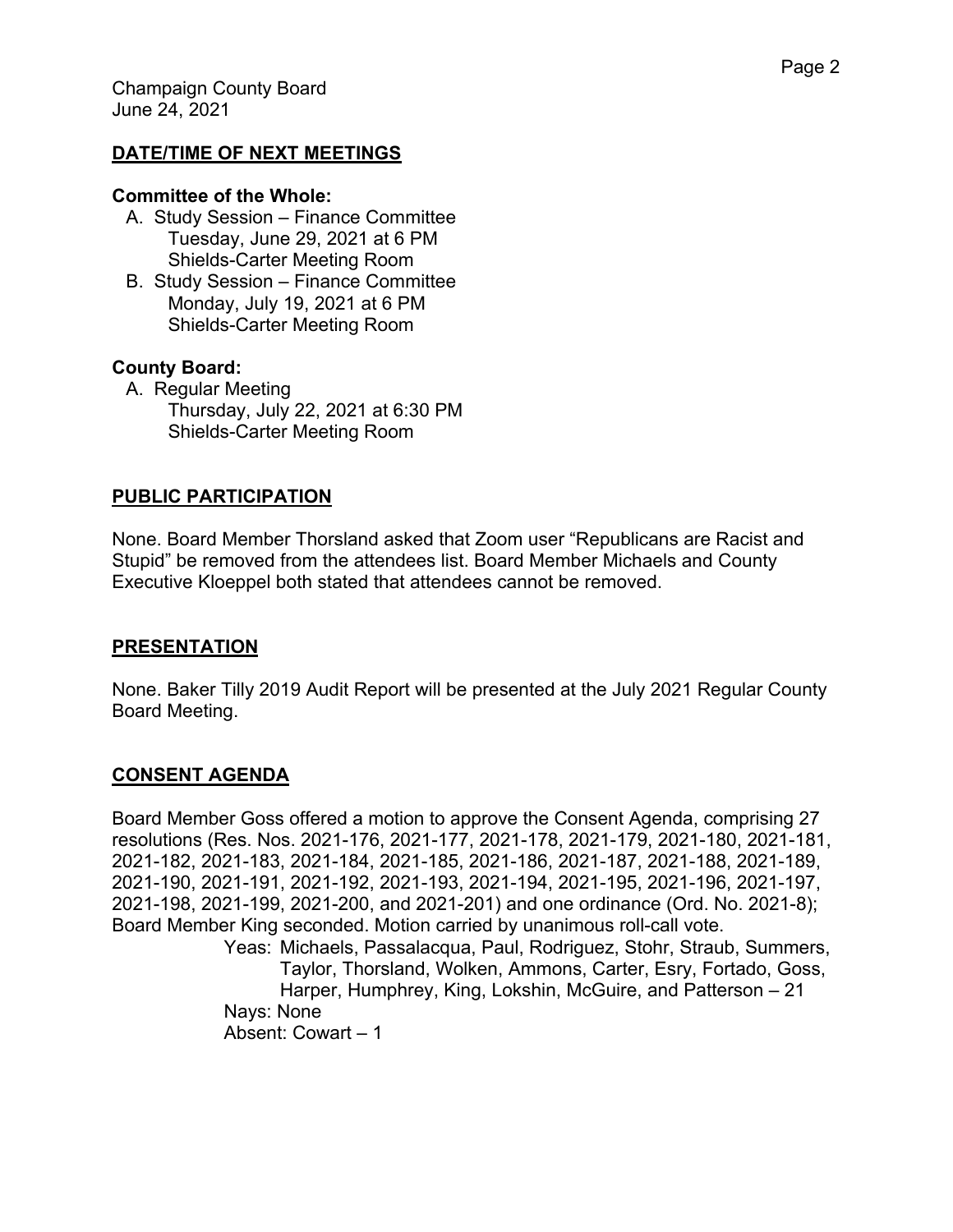## DATE/TIME OF NEXT MEETINGS

**Committee of the Whole:**

A. Study Session – Finance Committee
   Tuesday, June 29, 2021 at 6 PM
   Shields-Carter Meeting Room

B. Study Session – Finance Committee
   Monday, July 19, 2021 at 6 PM
   Shields-Carter Meeting Room

**County Board:**

A. Regular Meeting
   Thursday, July 22, 2021 at 6:30 PM
   Shields-Carter Meeting Room

## PUBLIC PARTICIPATION

None. Board Member Thorsland asked that Zoom user "Republicans are Racist and Stupid" be removed from the attendees list. Board Member Michaels and County Executive Kloeppel both stated that attendees cannot be removed.

## PRESENTATION

None. Baker Tilly 2019 Audit Report will be presented at the July 2021 Regular County Board Meeting.

## CONSENT AGENDA

Board Member Goss offered a motion to approve the Consent Agenda, comprising 27 resolutions (Res. Nos. 2021-176, 2021-177, 2021-178, 2021-179, 2021-180, 2021-181, 2021-182, 2021-183, 2021-184, 2021-185, 2021-186, 2021-187, 2021-188, 2021-189, 2021-190, 2021-191, 2021-192, 2021-193, 2021-194, 2021-195, 2021-196, 2021-197, 2021-198, 2021-199, 2021-200, and 2021-201) and one ordinance (Ord. No. 2021-8); Board Member King seconded. Motion carried by unanimous roll-call vote.

Yeas: Michaels, Passalacqua, Paul, Rodriguez, Stohr, Straub, Summers, Taylor, Thorsland, Wolken, Ammons, Carter, Esry, Fortado, Goss, Harper, Humphrey, King, Lokshin, McGuire, and Patterson – 21

Nays: None

Absent: Cowart – 1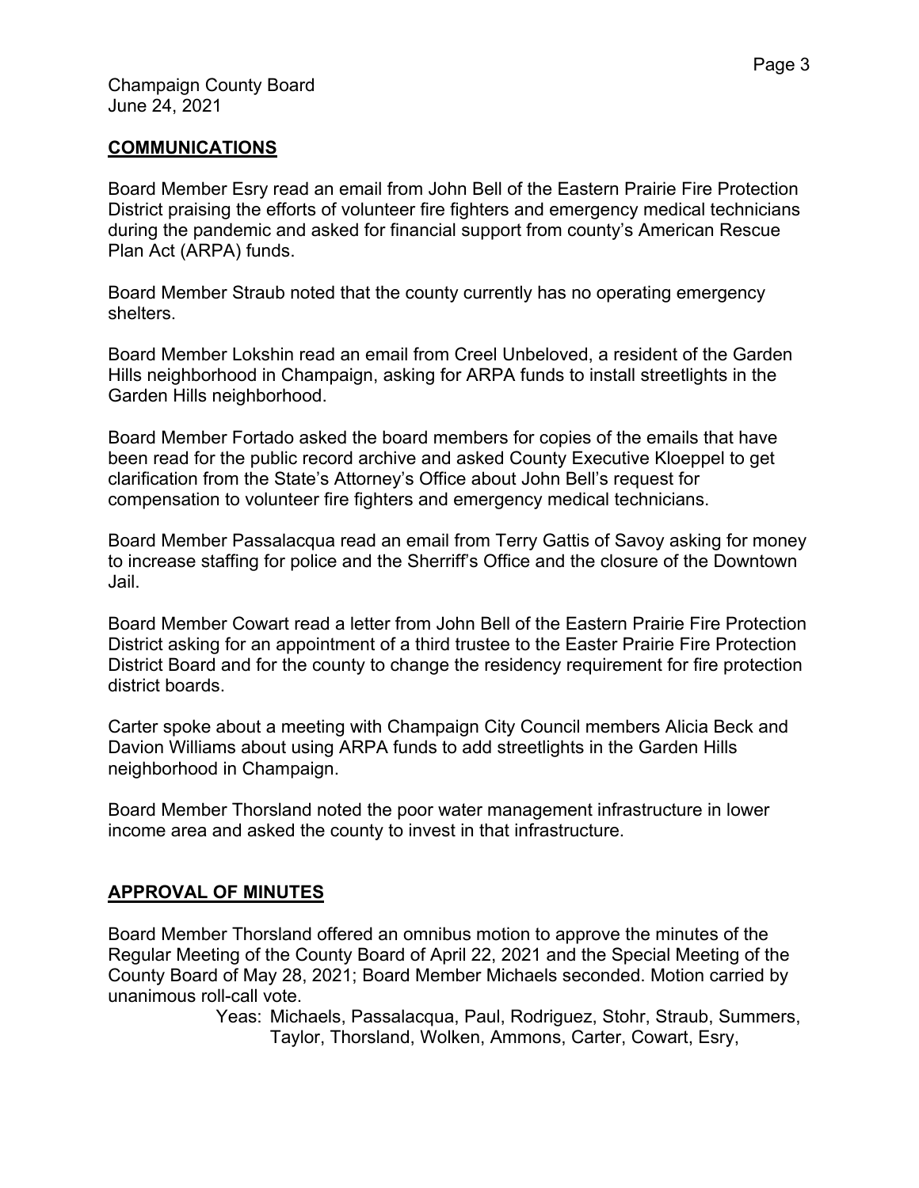## COMMUNICATIONS

Board Member Esry read an email from John Bell of the Eastern Prairie Fire Protection District praising the efforts of volunteer fire fighters and emergency medical technicians during the pandemic and asked for financial support from county's American Rescue Plan Act (ARPA) funds.

Board Member Straub noted that the county currently has no operating emergency shelters.

Board Member Lokshin read an email from Creel Unbeloved, a resident of the Garden Hills neighborhood in Champaign, asking for ARPA funds to install streetlights in the Garden Hills neighborhood.

Board Member Fortado asked the board members for copies of the emails that have been read for the public record archive and asked County Executive Kloeppel to get clarification from the State's Attorney's Office about John Bell's request for compensation to volunteer fire fighters and emergency medical technicians.

Board Member Passalacqua read an email from Terry Gattis of Savoy asking for money to increase staffing for police and the Sherriff's Office and the closure of the Downtown Jail.

Board Member Cowart read a letter from John Bell of the Eastern Prairie Fire Protection District asking for an appointment of a third trustee to the Easter Prairie Fire Protection District Board and for the county to change the residency requirement for fire protection district boards.

Carter spoke about a meeting with Champaign City Council members Alicia Beck and Davion Williams about using ARPA funds to add streetlights in the Garden Hills neighborhood in Champaign.

Board Member Thorsland noted the poor water management infrastructure in lower income area and asked the county to invest in that infrastructure.

## APPROVAL OF MINUTES

Board Member Thorsland offered an omnibus motion to approve the minutes of the Regular Meeting of the County Board of April 22, 2021 and the Special Meeting of the County Board of May 28, 2021; Board Member Michaels seconded. Motion carried by unanimous roll-call vote.

Yeas: Michaels, Passalacqua, Paul, Rodriguez, Stohr, Straub, Summers, Taylor, Thorsland, Wolken, Ammons, Carter, Cowart, Esry,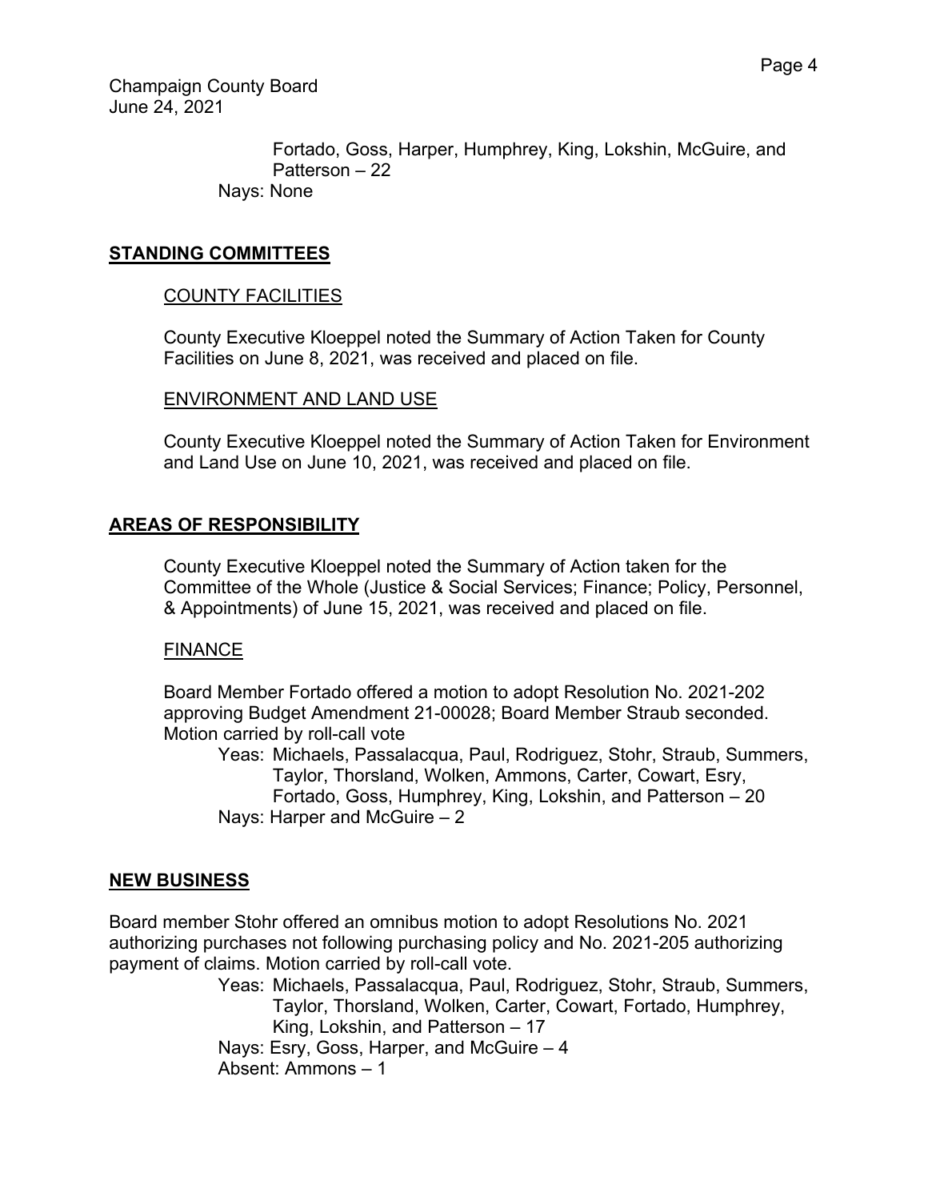Fortado, Goss, Harper, Humphrey, King, Lokshin, McGuire, and Patterson – 22

Nays: None

## STANDING COMMITTEES

### COUNTY FACILITIES

County Executive Kloeppel noted the Summary of Action Taken for County Facilities on June 8, 2021, was received and placed on file.

### ENVIRONMENT AND LAND USE

County Executive Kloeppel noted the Summary of Action Taken for Environment and Land Use on June 10, 2021, was received and placed on file.

## AREAS OF RESPONSIBILITY

County Executive Kloeppel noted the Summary of Action taken for the Committee of the Whole (Justice & Social Services; Finance; Policy, Personnel, & Appointments) of June 15, 2021, was received and placed on file.

### FINANCE

Board Member Fortado offered a motion to adopt Resolution No. 2021-202 approving Budget Amendment 21-00028; Board Member Straub seconded. Motion carried by roll-call vote

Yeas: Michaels, Passalacqua, Paul, Rodriguez, Stohr, Straub, Summers, Taylor, Thorsland, Wolken, Ammons, Carter, Cowart, Esry, Fortado, Goss, Humphrey, King, Lokshin, and Patterson – 20

Nays: Harper and McGuire – 2

## NEW BUSINESS

Board member Stohr offered an omnibus motion to adopt Resolutions No. 2021 authorizing purchases not following purchasing policy and No. 2021-205 authorizing payment of claims. Motion carried by roll-call vote.

Yeas: Michaels, Passalacqua, Paul, Rodriguez, Stohr, Straub, Summers, Taylor, Thorsland, Wolken, Carter, Cowart, Fortado, Humphrey, King, Lokshin, and Patterson – 17

Nays: Esry, Goss, Harper, and McGuire – 4

Absent: Ammons – 1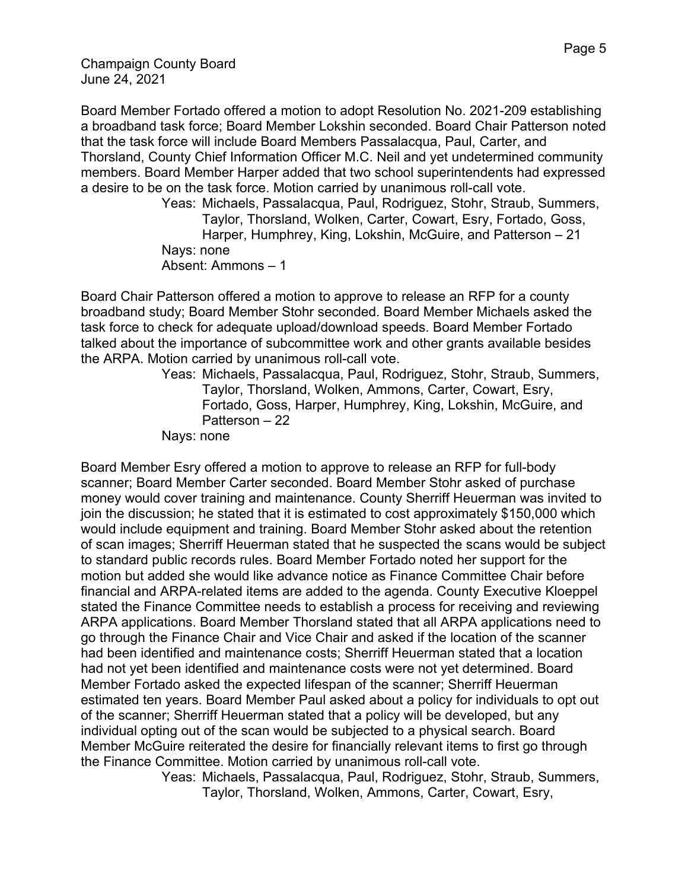Board Member Fortado offered a motion to adopt Resolution No. 2021-209 establishing a broadband task force; Board Member Lokshin seconded. Board Chair Patterson noted that the task force will include Board Members Passalacqua, Paul, Carter, and Thorsland, County Chief Information Officer M.C. Neil and yet undetermined community members. Board Member Harper added that two school superintendents had expressed a desire to be on the task force. Motion carried by unanimous roll-call vote.

> Yeas: Michaels, Passalacqua, Paul, Rodriguez, Stohr, Straub, Summers, Taylor, Thorsland, Wolken, Carter, Cowart, Esry, Fortado, Goss, Harper, Humphrey, King, Lokshin, McGuire, and Patterson – 21
> Nays: none
> Absent: Ammons – 1

Board Chair Patterson offered a motion to approve to release an RFP for a county broadband study; Board Member Stohr seconded. Board Member Michaels asked the task force to check for adequate upload/download speeds. Board Member Fortado talked about the importance of subcommittee work and other grants available besides the ARPA. Motion carried by unanimous roll-call vote.

> Yeas: Michaels, Passalacqua, Paul, Rodriguez, Stohr, Straub, Summers, Taylor, Thorsland, Wolken, Ammons, Carter, Cowart, Esry, Fortado, Goss, Harper, Humphrey, King, Lokshin, McGuire, and Patterson – 22
> Nays: none

Board Member Esry offered a motion to approve to release an RFP for full-body scanner; Board Member Carter seconded. Board Member Stohr asked of purchase money would cover training and maintenance. County Sherriff Heuerman was invited to join the discussion; he stated that it is estimated to cost approximately $150,000 which would include equipment and training. Board Member Stohr asked about the retention of scan images; Sherriff Heuerman stated that he suspected the scans would be subject to standard public records rules. Board Member Fortado noted her support for the motion but added she would like advance notice as Finance Committee Chair before financial and ARPA-related items are added to the agenda. County Executive Kloeppel stated the Finance Committee needs to establish a process for receiving and reviewing ARPA applications. Board Member Thorsland stated that all ARPA applications need to go through the Finance Chair and Vice Chair and asked if the location of the scanner had been identified and maintenance costs; Sherriff Heuerman stated that a location had not yet been identified and maintenance costs were not yet determined. Board Member Fortado asked the expected lifespan of the scanner; Sherriff Heuerman estimated ten years. Board Member Paul asked about a policy for individuals to opt out of the scanner; Sherriff Heuerman stated that a policy will be developed, but any individual opting out of the scan would be subjected to a physical search. Board Member McGuire reiterated the desire for financially relevant items to first go through the Finance Committee. Motion carried by unanimous roll-call vote.

> Yeas: Michaels, Passalacqua, Paul, Rodriguez, Stohr, Straub, Summers, Taylor, Thorsland, Wolken, Ammons, Carter, Cowart, Esry,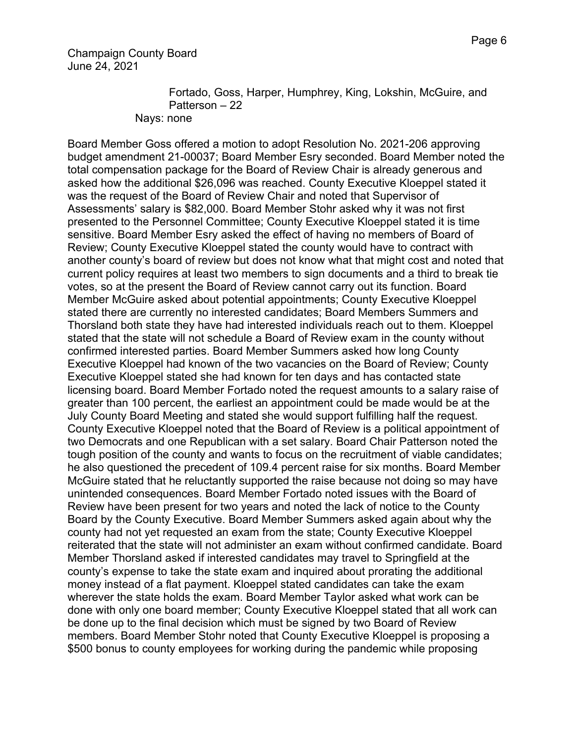Fortado, Goss, Harper, Humphrey, King, Lokshin, McGuire, and Patterson – 22

Nays: none

Board Member Goss offered a motion to adopt Resolution No. 2021-206 approving budget amendment 21-00037; Board Member Esry seconded. Board Member noted the total compensation package for the Board of Review Chair is already generous and asked how the additional $26,096 was reached. County Executive Kloeppel stated it was the request of the Board of Review Chair and noted that Supervisor of Assessments' salary is $82,000. Board Member Stohr asked why it was not first presented to the Personnel Committee; County Executive Kloeppel stated it is time sensitive. Board Member Esry asked the effect of having no members of Board of Review; County Executive Kloeppel stated the county would have to contract with another county's board of review but does not know what that might cost and noted that current policy requires at least two members to sign documents and a third to break tie votes, so at the present the Board of Review cannot carry out its function. Board Member McGuire asked about potential appointments; County Executive Kloeppel stated there are currently no interested candidates; Board Members Summers and Thorsland both state they have had interested individuals reach out to them. Kloeppel stated that the state will not schedule a Board of Review exam in the county without confirmed interested parties. Board Member Summers asked how long County Executive Kloeppel had known of the two vacancies on the Board of Review; County Executive Kloeppel stated she had known for ten days and has contacted state licensing board. Board Member Fortado noted the request amounts to a salary raise of greater than 100 percent, the earliest an appointment could be made would be at the July County Board Meeting and stated she would support fulfilling half the request. County Executive Kloeppel noted that the Board of Review is a political appointment of two Democrats and one Republican with a set salary. Board Chair Patterson noted the tough position of the county and wants to focus on the recruitment of viable candidates; he also questioned the precedent of 109.4 percent raise for six months. Board Member McGuire stated that he reluctantly supported the raise because not doing so may have unintended consequences. Board Member Fortado noted issues with the Board of Review have been present for two years and noted the lack of notice to the County Board by the County Executive. Board Member Summers asked again about why the county had not yet requested an exam from the state; County Executive Kloeppel reiterated that the state will not administer an exam without confirmed candidate. Board Member Thorsland asked if interested candidates may travel to Springfield at the county's expense to take the state exam and inquired about prorating the additional money instead of a flat payment. Kloeppel stated candidates can take the exam wherever the state holds the exam. Board Member Taylor asked what work can be done with only one board member; County Executive Kloeppel stated that all work can be done up to the final decision which must be signed by two Board of Review members. Board Member Stohr noted that County Executive Kloeppel is proposing a $500 bonus to county employees for working during the pandemic while proposing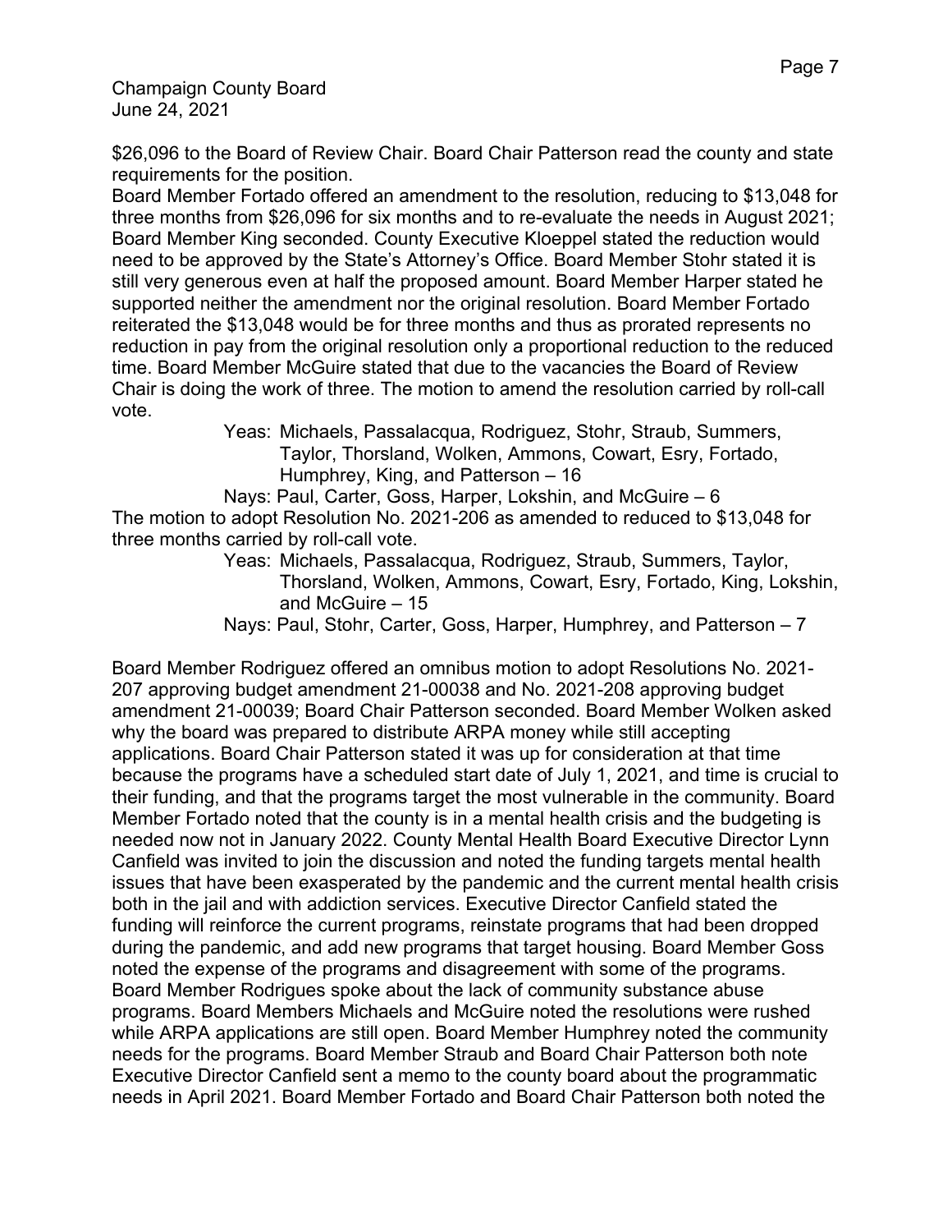$26,096 to the Board of Review Chair. Board Chair Patterson read the county and state requirements for the position.

Board Member Fortado offered an amendment to the resolution, reducing to $13,048 for three months from $26,096 for six months and to re-evaluate the needs in August 2021; Board Member King seconded. County Executive Kloeppel stated the reduction would need to be approved by the State's Attorney's Office. Board Member Stohr stated it is still very generous even at half the proposed amount. Board Member Harper stated he supported neither the amendment nor the original resolution. Board Member Fortado reiterated the $13,048 would be for three months and thus as prorated represents no reduction in pay from the original resolution only a proportional reduction to the reduced time. Board Member McGuire stated that due to the vacancies the Board of Review Chair is doing the work of three. The motion to amend the resolution carried by roll-call vote.

Yeas: Michaels, Passalacqua, Rodriguez, Stohr, Straub, Summers, Taylor, Thorsland, Wolken, Ammons, Cowart, Esry, Fortado, Humphrey, King, and Patterson – 16

Nays: Paul, Carter, Goss, Harper, Lokshin, and McGuire – 6

The motion to adopt Resolution No. 2021-206 as amended to reduced to $13,048 for three months carried by roll-call vote.

Yeas: Michaels, Passalacqua, Rodriguez, Straub, Summers, Taylor, Thorsland, Wolken, Ammons, Cowart, Esry, Fortado, King, Lokshin, and McGuire – 15

Nays: Paul, Stohr, Carter, Goss, Harper, Humphrey, and Patterson – 7

Board Member Rodriguez offered an omnibus motion to adopt Resolutions No. 2021-207 approving budget amendment 21-00038 and No. 2021-208 approving budget amendment 21-00039; Board Chair Patterson seconded. Board Member Wolken asked why the board was prepared to distribute ARPA money while still accepting applications. Board Chair Patterson stated it was up for consideration at that time because the programs have a scheduled start date of July 1, 2021, and time is crucial to their funding, and that the programs target the most vulnerable in the community. Board Member Fortado noted that the county is in a mental health crisis and the budgeting is needed now not in January 2022. County Mental Health Board Executive Director Lynn Canfield was invited to join the discussion and noted the funding targets mental health issues that have been exasperated by the pandemic and the current mental health crisis both in the jail and with addiction services. Executive Director Canfield stated the funding will reinforce the current programs, reinstate programs that had been dropped during the pandemic, and add new programs that target housing. Board Member Goss noted the expense of the programs and disagreement with some of the programs. Board Member Rodrigues spoke about the lack of community substance abuse programs. Board Members Michaels and McGuire noted the resolutions were rushed while ARPA applications are still open. Board Member Humphrey noted the community needs for the programs. Board Member Straub and Board Chair Patterson both note Executive Director Canfield sent a memo to the county board about the programmatic needs in April 2021. Board Member Fortado and Board Chair Patterson both noted the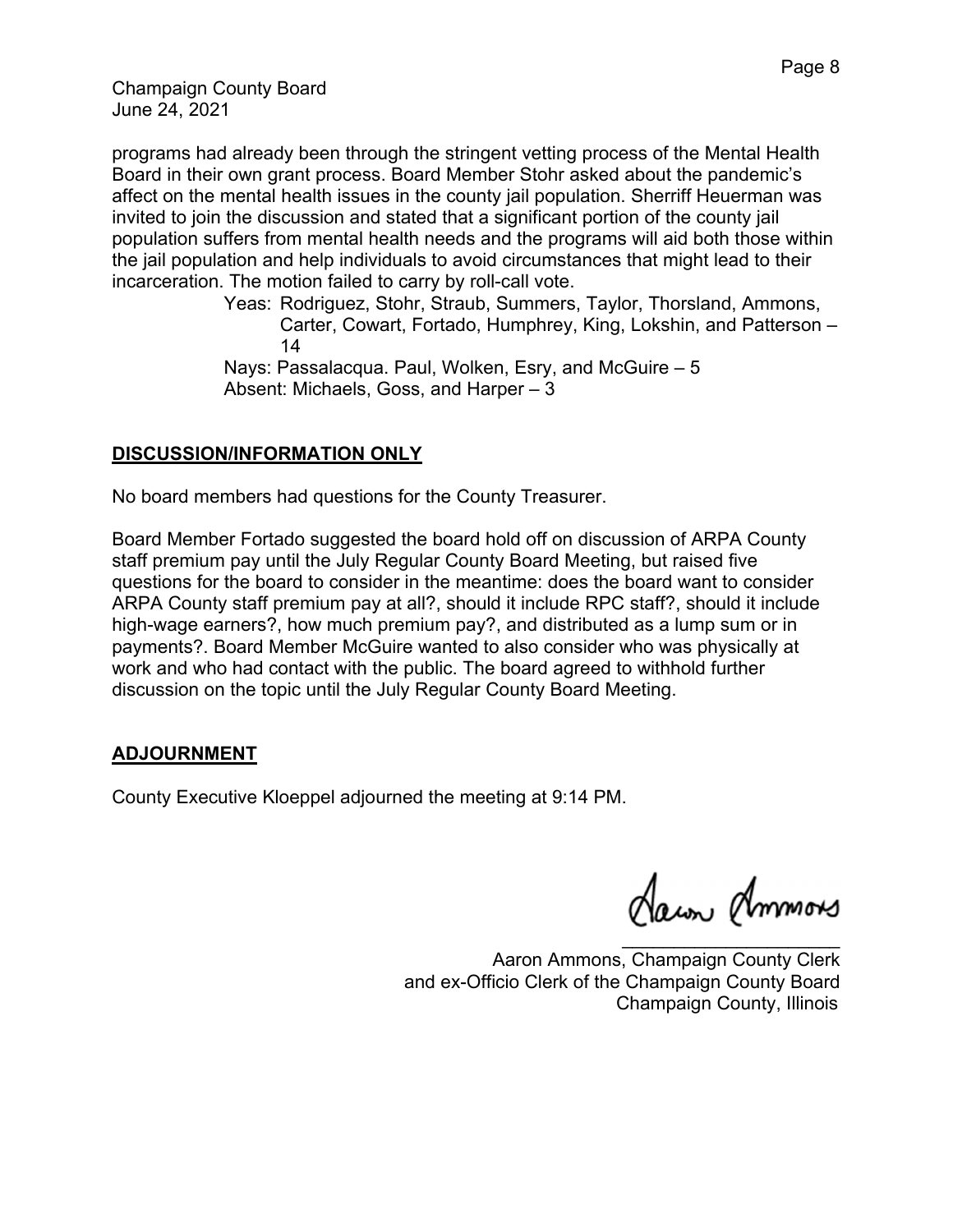programs had already been through the stringent vetting process of the Mental Health Board in their own grant process. Board Member Stohr asked about the pandemic's affect on the mental health issues in the county jail population. Sherriff Heuerman was invited to join the discussion and stated that a significant portion of the county jail population suffers from mental health needs and the programs will aid both those within the jail population and help individuals to avoid circumstances that might lead to their incarceration. The motion failed to carry by roll-call vote.

Yeas: Rodriguez, Stohr, Straub, Summers, Taylor, Thorsland, Ammons, Carter, Cowart, Fortado, Humphrey, King, Lokshin, and Patterson – 14

Nays: Passalacqua. Paul, Wolken, Esry, and McGuire – 5

Absent: Michaels, Goss, and Harper – 3

## DISCUSSION/INFORMATION ONLY

No board members had questions for the County Treasurer.

Board Member Fortado suggested the board hold off on discussion of ARPA County staff premium pay until the July Regular County Board Meeting, but raised five questions for the board to consider in the meantime: does the board want to consider ARPA County staff premium pay at all?, should it include RPC staff?, should it include high-wage earners?, how much premium pay?, and distributed as a lump sum or in payments?. Board Member McGuire wanted to also consider who was physically at work and who had contact with the public. The board agreed to withhold further discussion on the topic until the July Regular County Board Meeting.

## ADJOURNMENT

County Executive Kloeppel adjourned the meeting at 9:14 PM.

Aaron Ammons, Champaign County Clerk
and ex-Officio Clerk of the Champaign County Board
Champaign County, Illinois